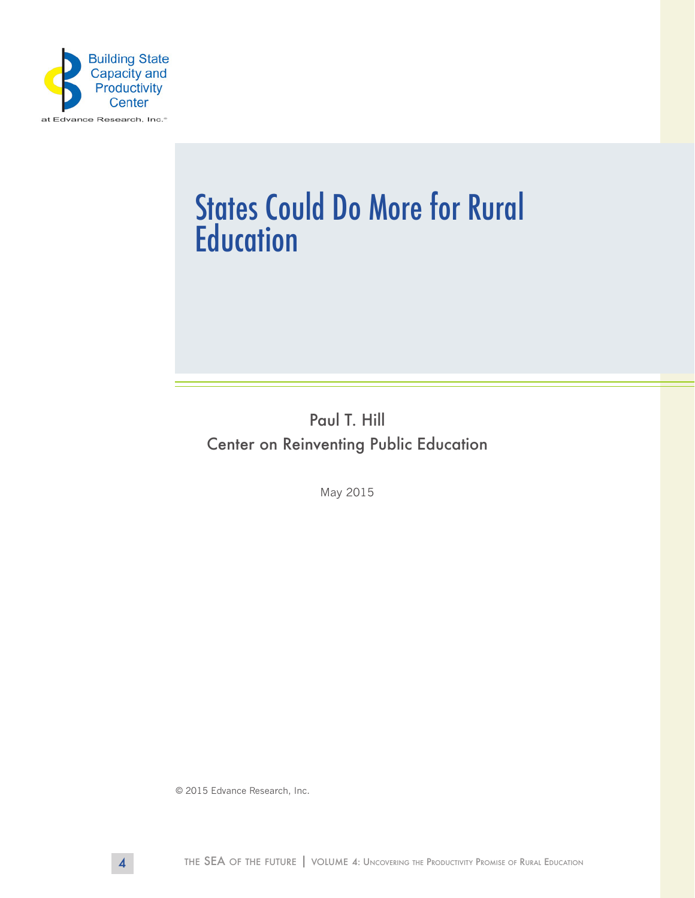Building State Capacity and Productivity Center

at Edvance Research, Inc.®

# States Could Do More for Rural Education

Paul T. Hill

Center on Reinventing Public Education

May 2015

© 2015 Edvance Research, Inc.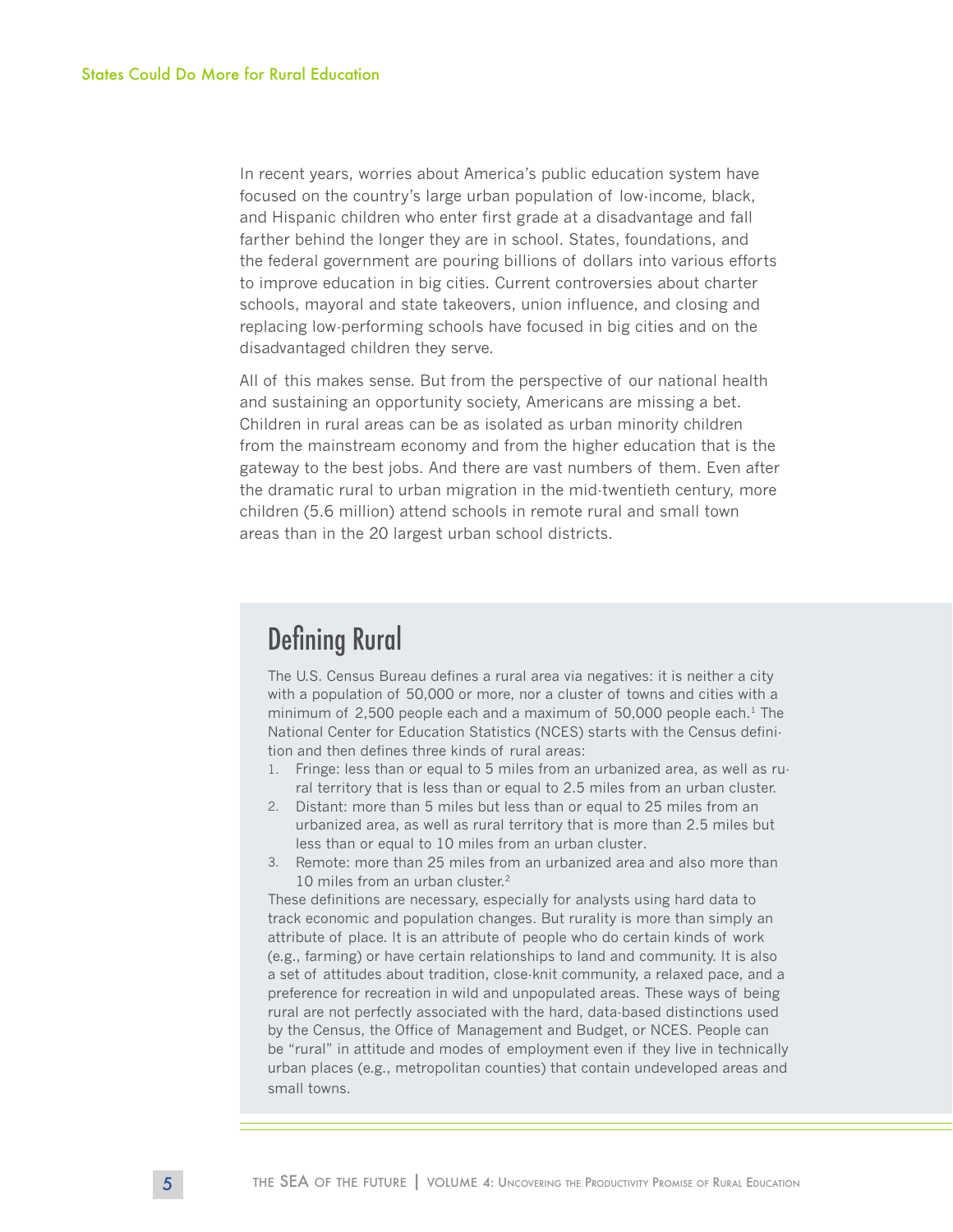## States Could Do More for Rural Education

In recent years, worries about America's public education system have focused on the country's large urban population of low-income, black, and Hispanic children who enter first grade at a disadvantage and fall farther behind the longer they are in school. States, foundations, and the federal government are pouring billions of dollars into various efforts to improve education in big cities. Current controversies about charter schools, mayoral and state takeovers, union influence, and closing and replacing low-performing schools have focused in big cities and on the disadvantaged children they serve.

All of this makes sense. But from the perspective of our national health and sustaining an opportunity society, Americans are missing a bet. Children in rural areas can be as isolated as urban minority children from the mainstream economy and from the higher education that is the gateway to the best jobs. And there are vast numbers of them. Even after the dramatic rural to urban migration in the mid-twentieth century, more children (5.6 million) attend schools in remote rural and small town areas than in the 20 largest urban school districts.

### Defining Rural

The U.S. Census Bureau defines a rural area via negatives: it is neither a city with a population of 50,000 or more, nor a cluster of towns and cities with a minimum of 2,500 people each and a maximum of 50,000 people each.[1] The National Center for Education Statistics (NCES) starts with the Census definition and then defines three kinds of rural areas:

1. Fringe: less than or equal to 5 miles from an urbanized area, as well as rural territory that is less than or equal to 2.5 miles from an urban cluster.
2. Distant: more than 5 miles but less than or equal to 25 miles from an urbanized area, as well as rural territory that is more than 2.5 miles but less than or equal to 10 miles from an urban cluster.
3. Remote: more than 25 miles from an urbanized area and also more than 10 miles from an urban cluster.[2]

These definitions are necessary, especially for analysts using hard data to track economic and population changes. But rurality is more than simply an attribute of place. It is an attribute of people who do certain kinds of work (e.g., farming) or have certain relationships to land and community. It is also a set of attitudes about tradition, close-knit community, a relaxed pace, and a preference for recreation in wild and unpopulated areas. These ways of being rural are not perfectly associated with the hard, data-based distinctions used by the Census, the Office of Management and Budget, or NCES. People can be "rural" in attitude and modes of employment even if they live in technically urban places (e.g., metropolitan counties) that contain undeveloped areas and small towns.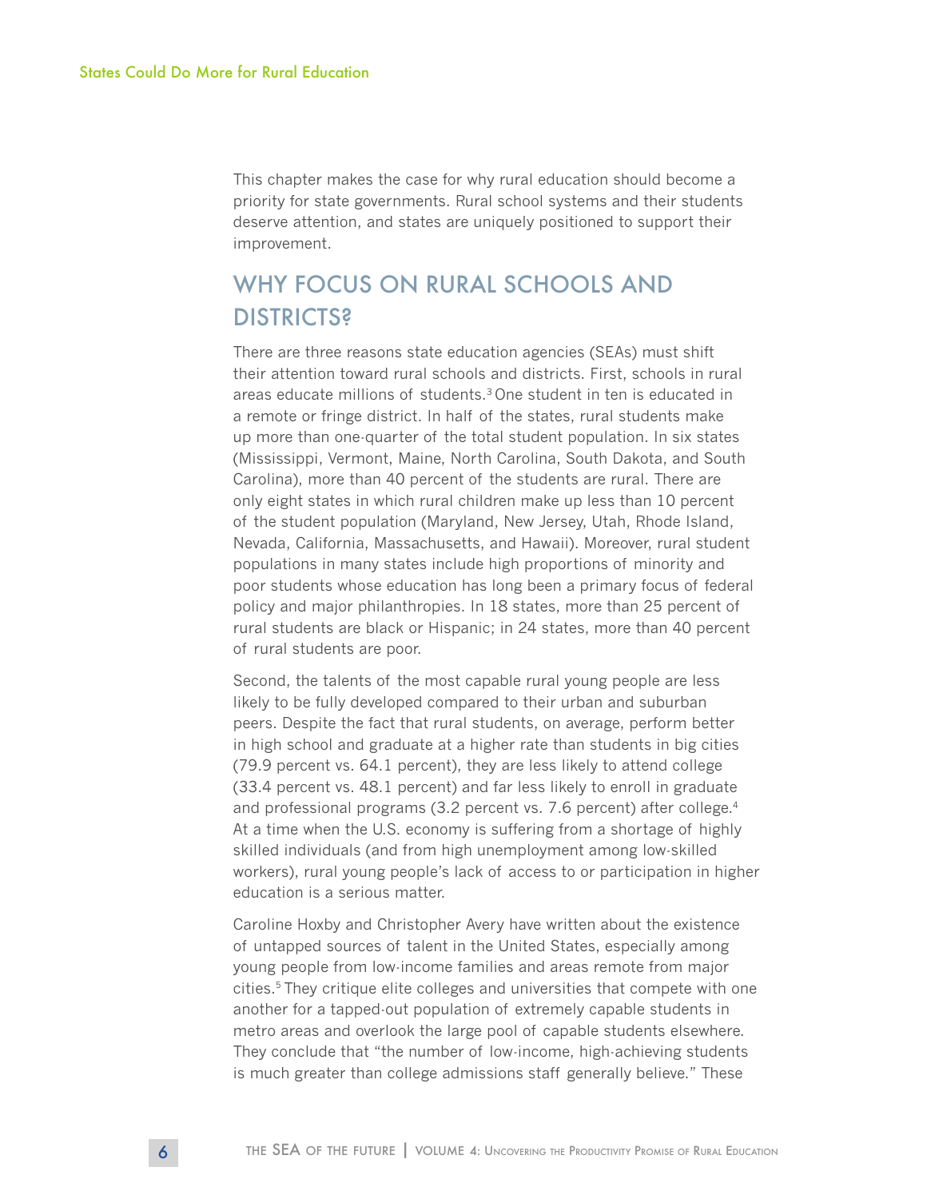## States Could Do More for Rural Education

This chapter makes the case for why rural education should become a priority for state governments. Rural school systems and their students deserve attention, and states are uniquely positioned to support their improvement.

## WHY FOCUS ON RURAL SCHOOLS AND DISTRICTS?

There are three reasons state education agencies (SEAs) must shift their attention toward rural schools and districts. First, schools in rural areas educate millions of students.[3] One student in ten is educated in a remote or fringe district. In half of the states, rural students make up more than one-quarter of the total student population. In six states (Mississippi, Vermont, Maine, North Carolina, South Dakota, and South Carolina), more than 40 percent of the students are rural. There are only eight states in which rural children make up less than 10 percent of the student population (Maryland, New Jersey, Utah, Rhode Island, Nevada, California, Massachusetts, and Hawaii). Moreover, rural student populations in many states include high proportions of minority and poor students whose education has long been a primary focus of federal policy and major philanthropies. In 18 states, more than 25 percent of rural students are black or Hispanic; in 24 states, more than 40 percent of rural students are poor.

Second, the talents of the most capable rural young people are less likely to be fully developed compared to their urban and suburban peers. Despite the fact that rural students, on average, perform better in high school and graduate at a higher rate than students in big cities (79.9 percent vs. 64.1 percent), they are less likely to attend college (33.4 percent vs. 48.1 percent) and far less likely to enroll in graduate and professional programs (3.2 percent vs. 7.6 percent) after college.[4] At a time when the U.S. economy is suffering from a shortage of highly skilled individuals (and from high unemployment among low-skilled workers), rural young people's lack of access to or participation in higher education is a serious matter.

Caroline Hoxby and Christopher Avery have written about the existence of untapped sources of talent in the United States, especially among young people from low-income families and areas remote from major cities.[5] They critique elite colleges and universities that compete with one another for a tapped-out population of extremely capable students in metro areas and overlook the large pool of capable students elsewhere. They conclude that "the number of low-income, high-achieving students is much greater than college admissions staff generally believe." These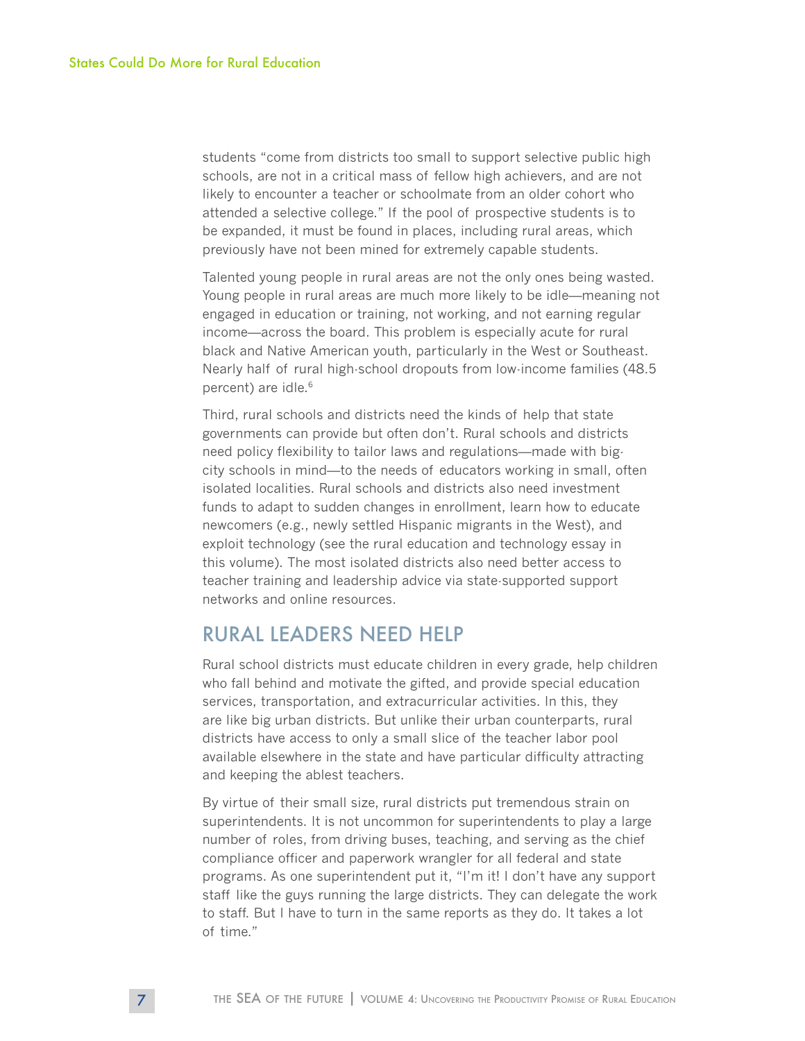students "come from districts too small to support selective public high schools, are not in a critical mass of fellow high achievers, and are not likely to encounter a teacher or schoolmate from an older cohort who attended a selective college." If the pool of prospective students is to be expanded, it must be found in places, including rural areas, which previously have not been mined for extremely capable students.

Talented young people in rural areas are not the only ones being wasted. Young people in rural areas are much more likely to be idle—meaning not engaged in education or training, not working, and not earning regular income—across the board. This problem is especially acute for rural black and Native American youth, particularly in the West or Southeast. Nearly half of rural high-school dropouts from low-income families (48.5 percent) are idle.[6]

Third, rural schools and districts need the kinds of help that state governments can provide but often don't. Rural schools and districts need policy flexibility to tailor laws and regulations—made with big-city schools in mind—to the needs of educators working in small, often isolated localities. Rural schools and districts also need investment funds to adapt to sudden changes in enrollment, learn how to educate newcomers (e.g., newly settled Hispanic migrants in the West), and exploit technology (see the rural education and technology essay in this volume). The most isolated districts also need better access to teacher training and leadership advice via state-supported support networks and online resources.

## RURAL LEADERS NEED HELP

Rural school districts must educate children in every grade, help children who fall behind and motivate the gifted, and provide special education services, transportation, and extracurricular activities. In this, they are like big urban districts. But unlike their urban counterparts, rural districts have access to only a small slice of the teacher labor pool available elsewhere in the state and have particular difficulty attracting and keeping the ablest teachers.

By virtue of their small size, rural districts put tremendous strain on superintendents. It is not uncommon for superintendents to play a large number of roles, from driving buses, teaching, and serving as the chief compliance officer and paperwork wrangler for all federal and state programs. As one superintendent put it, "I'm it! I don't have any support staff like the guys running the large districts. They can delegate the work to staff. But I have to turn in the same reports as they do. It takes a lot of time."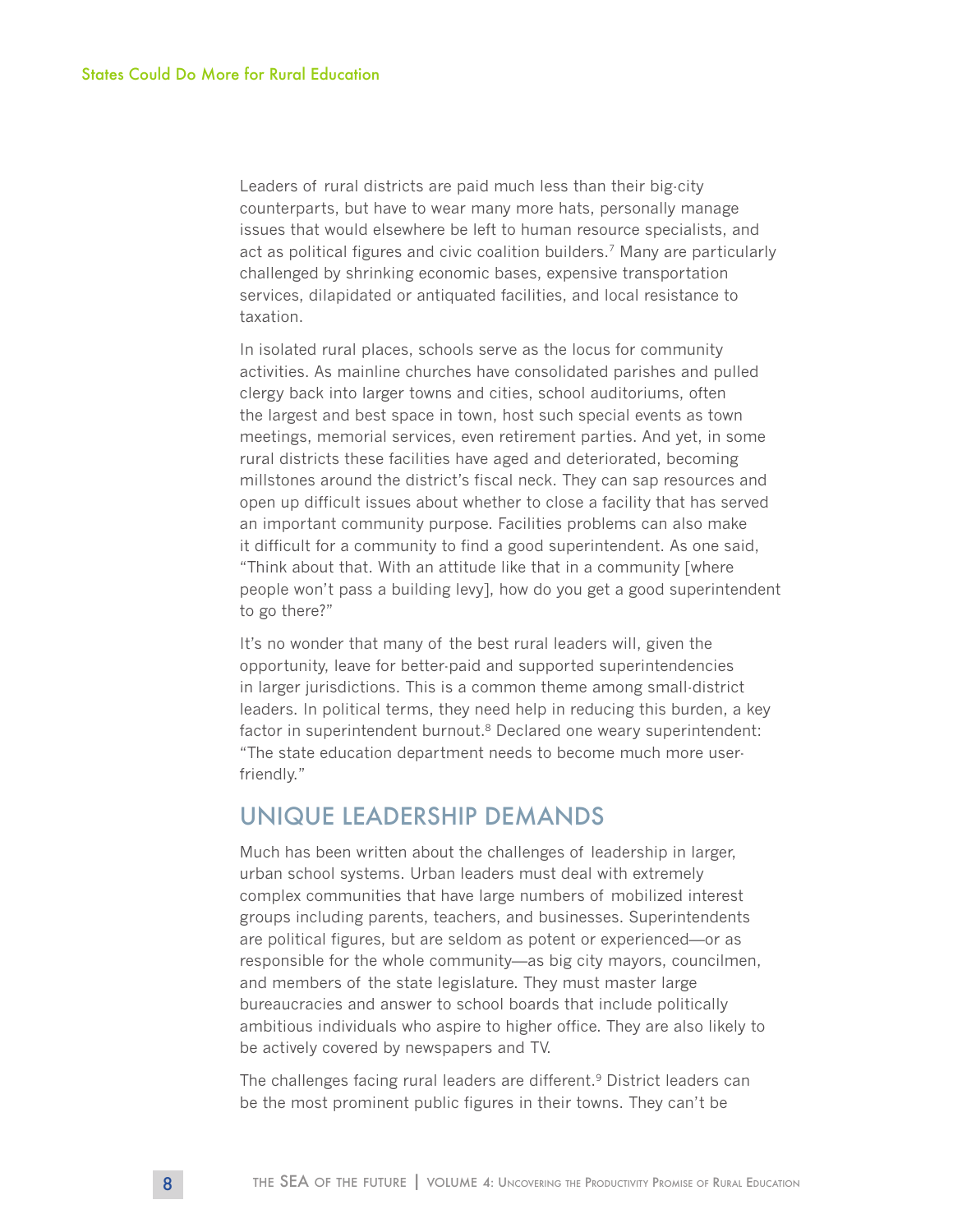Leaders of rural districts are paid much less than their big-city counterparts, but have to wear many more hats, personally manage issues that would elsewhere be left to human resource specialists, and act as political figures and civic coalition builders.[7] Many are particularly challenged by shrinking economic bases, expensive transportation services, dilapidated or antiquated facilities, and local resistance to taxation.

In isolated rural places, schools serve as the locus for community activities. As mainline churches have consolidated parishes and pulled clergy back into larger towns and cities, school auditoriums, often the largest and best space in town, host such special events as town meetings, memorial services, even retirement parties. And yet, in some rural districts these facilities have aged and deteriorated, becoming millstones around the district's fiscal neck. They can sap resources and open up difficult issues about whether to close a facility that has served an important community purpose. Facilities problems can also make it difficult for a community to find a good superintendent. As one said, "Think about that. With an attitude like that in a community [where people won't pass a building levy], how do you get a good superintendent to go there?"

It's no wonder that many of the best rural leaders will, given the opportunity, leave for better-paid and supported superintendencies in larger jurisdictions. This is a common theme among small-district leaders. In political terms, they need help in reducing this burden, a key factor in superintendent burnout.[8] Declared one weary superintendent: "The state education department needs to become much more user-friendly."

## UNIQUE LEADERSHIP DEMANDS

Much has been written about the challenges of leadership in larger, urban school systems. Urban leaders must deal with extremely complex communities that have large numbers of mobilized interest groups including parents, teachers, and businesses. Superintendents are political figures, but are seldom as potent or experienced—or as responsible for the whole community—as big city mayors, councilmen, and members of the state legislature. They must master large bureaucracies and answer to school boards that include politically ambitious individuals who aspire to higher office. They are also likely to be actively covered by newspapers and TV.

The challenges facing rural leaders are different.[9] District leaders can be the most prominent public figures in their towns. They can't be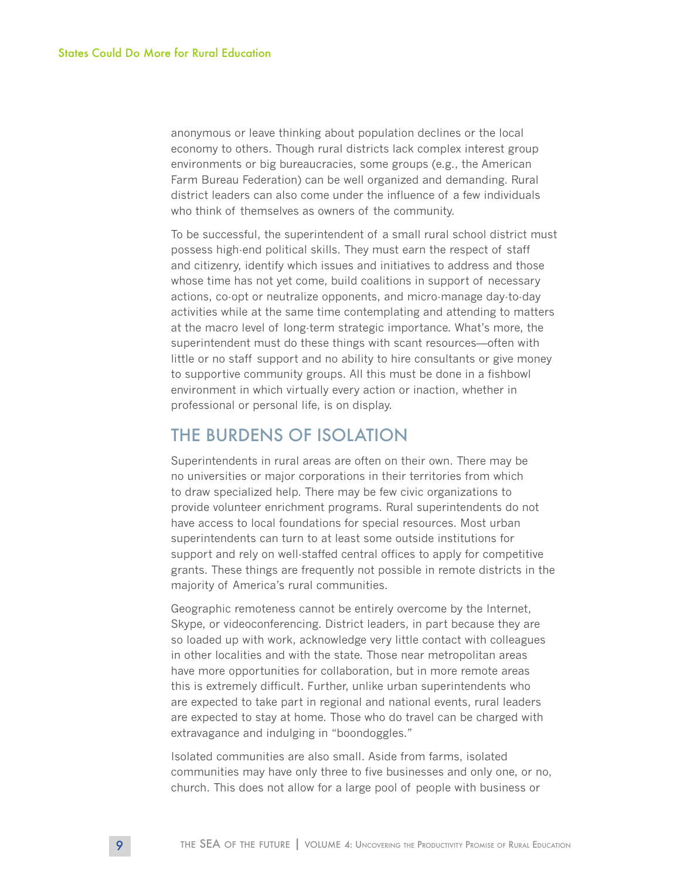anonymous or leave thinking about population declines or the local economy to others. Though rural districts lack complex interest group environments or big bureaucracies, some groups (e.g., the American Farm Bureau Federation) can be well organized and demanding. Rural district leaders can also come under the influence of a few individuals who think of themselves as owners of the community.

To be successful, the superintendent of a small rural school district must possess high-end political skills. They must earn the respect of staff and citizenry, identify which issues and initiatives to address and those whose time has not yet come, build coalitions in support of necessary actions, co-opt or neutralize opponents, and micro-manage day-to-day activities while at the same time contemplating and attending to matters at the macro level of long-term strategic importance. What's more, the superintendent must do these things with scant resources—often with little or no staff support and no ability to hire consultants or give money to supportive community groups. All this must be done in a fishbowl environment in which virtually every action or inaction, whether in professional or personal life, is on display.

## THE BURDENS OF ISOLATION

Superintendents in rural areas are often on their own. There may be no universities or major corporations in their territories from which to draw specialized help. There may be few civic organizations to provide volunteer enrichment programs. Rural superintendents do not have access to local foundations for special resources. Most urban superintendents can turn to at least some outside institutions for support and rely on well-staffed central offices to apply for competitive grants. These things are frequently not possible in remote districts in the majority of America's rural communities.

Geographic remoteness cannot be entirely overcome by the Internet, Skype, or videoconferencing. District leaders, in part because they are so loaded up with work, acknowledge very little contact with colleagues in other localities and with the state. Those near metropolitan areas have more opportunities for collaboration, but in more remote areas this is extremely difficult. Further, unlike urban superintendents who are expected to take part in regional and national events, rural leaders are expected to stay at home. Those who do travel can be charged with extravagance and indulging in "boondoggles."

Isolated communities are also small. Aside from farms, isolated communities may have only three to five businesses and only one, or no, church. This does not allow for a large pool of people with business or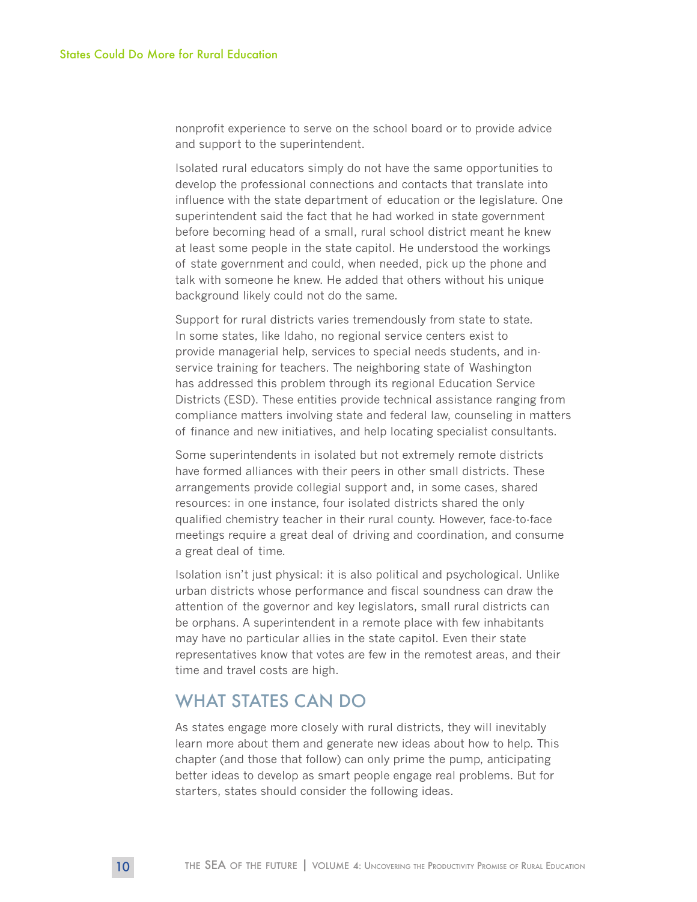nonprofit experience to serve on the school board or to provide advice and support to the superintendent.

Isolated rural educators simply do not have the same opportunities to develop the professional connections and contacts that translate into influence with the state department of education or the legislature. One superintendent said the fact that he had worked in state government before becoming head of a small, rural school district meant he knew at least some people in the state capitol. He understood the workings of state government and could, when needed, pick up the phone and talk with someone he knew. He added that others without his unique background likely could not do the same.

Support for rural districts varies tremendously from state to state. In some states, like Idaho, no regional service centers exist to provide managerial help, services to special needs students, and in-service training for teachers. The neighboring state of Washington has addressed this problem through its regional Education Service Districts (ESD). These entities provide technical assistance ranging from compliance matters involving state and federal law, counseling in matters of finance and new initiatives, and help locating specialist consultants.

Some superintendents in isolated but not extremely remote districts have formed alliances with their peers in other small districts. These arrangements provide collegial support and, in some cases, shared resources: in one instance, four isolated districts shared the only qualified chemistry teacher in their rural county. However, face-to-face meetings require a great deal of driving and coordination, and consume a great deal of time.

Isolation isn't just physical: it is also political and psychological. Unlike urban districts whose performance and fiscal soundness can draw the attention of the governor and key legislators, small rural districts can be orphans. A superintendent in a remote place with few inhabitants may have no particular allies in the state capitol. Even their state representatives know that votes are few in the remotest areas, and their time and travel costs are high.

## WHAT STATES CAN DO

As states engage more closely with rural districts, they will inevitably learn more about them and generate new ideas about how to help. This chapter (and those that follow) can only prime the pump, anticipating better ideas to develop as smart people engage real problems. But for starters, states should consider the following ideas.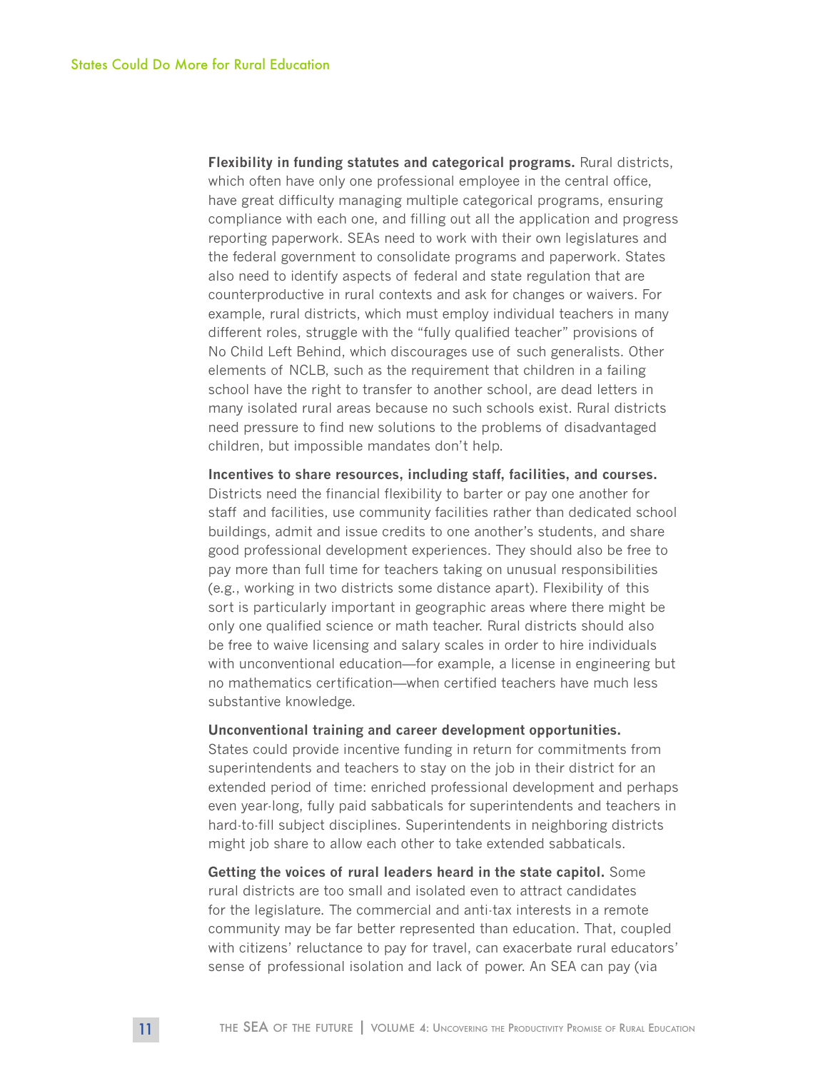**Flexibility in funding statutes and categorical programs.** Rural districts, which often have only one professional employee in the central office, have great difficulty managing multiple categorical programs, ensuring compliance with each one, and filling out all the application and progress reporting paperwork. SEAs need to work with their own legislatures and the federal government to consolidate programs and paperwork. States also need to identify aspects of federal and state regulation that are counterproductive in rural contexts and ask for changes or waivers. For example, rural districts, which must employ individual teachers in many different roles, struggle with the "fully qualified teacher" provisions of No Child Left Behind, which discourages use of such generalists. Other elements of NCLB, such as the requirement that children in a failing school have the right to transfer to another school, are dead letters in many isolated rural areas because no such schools exist. Rural districts need pressure to find new solutions to the problems of disadvantaged children, but impossible mandates don't help.

**Incentives to share resources, including staff, facilities, and courses.** Districts need the financial flexibility to barter or pay one another for staff and facilities, use community facilities rather than dedicated school buildings, admit and issue credits to one another's students, and share good professional development experiences. They should also be free to pay more than full time for teachers taking on unusual responsibilities (e.g., working in two districts some distance apart). Flexibility of this sort is particularly important in geographic areas where there might be only one qualified science or math teacher. Rural districts should also be free to waive licensing and salary scales in order to hire individuals with unconventional education—for example, a license in engineering but no mathematics certification—when certified teachers have much less substantive knowledge.

**Unconventional training and career development opportunities.** States could provide incentive funding in return for commitments from superintendents and teachers to stay on the job in their district for an extended period of time: enriched professional development and perhaps even year-long, fully paid sabbaticals for superintendents and teachers in hard-to-fill subject disciplines. Superintendents in neighboring districts might job share to allow each other to take extended sabbaticals.

**Getting the voices of rural leaders heard in the state capitol.** Some rural districts are too small and isolated even to attract candidates for the legislature. The commercial and anti-tax interests in a remote community may be far better represented than education. That, coupled with citizens' reluctance to pay for travel, can exacerbate rural educators' sense of professional isolation and lack of power. An SEA can pay (via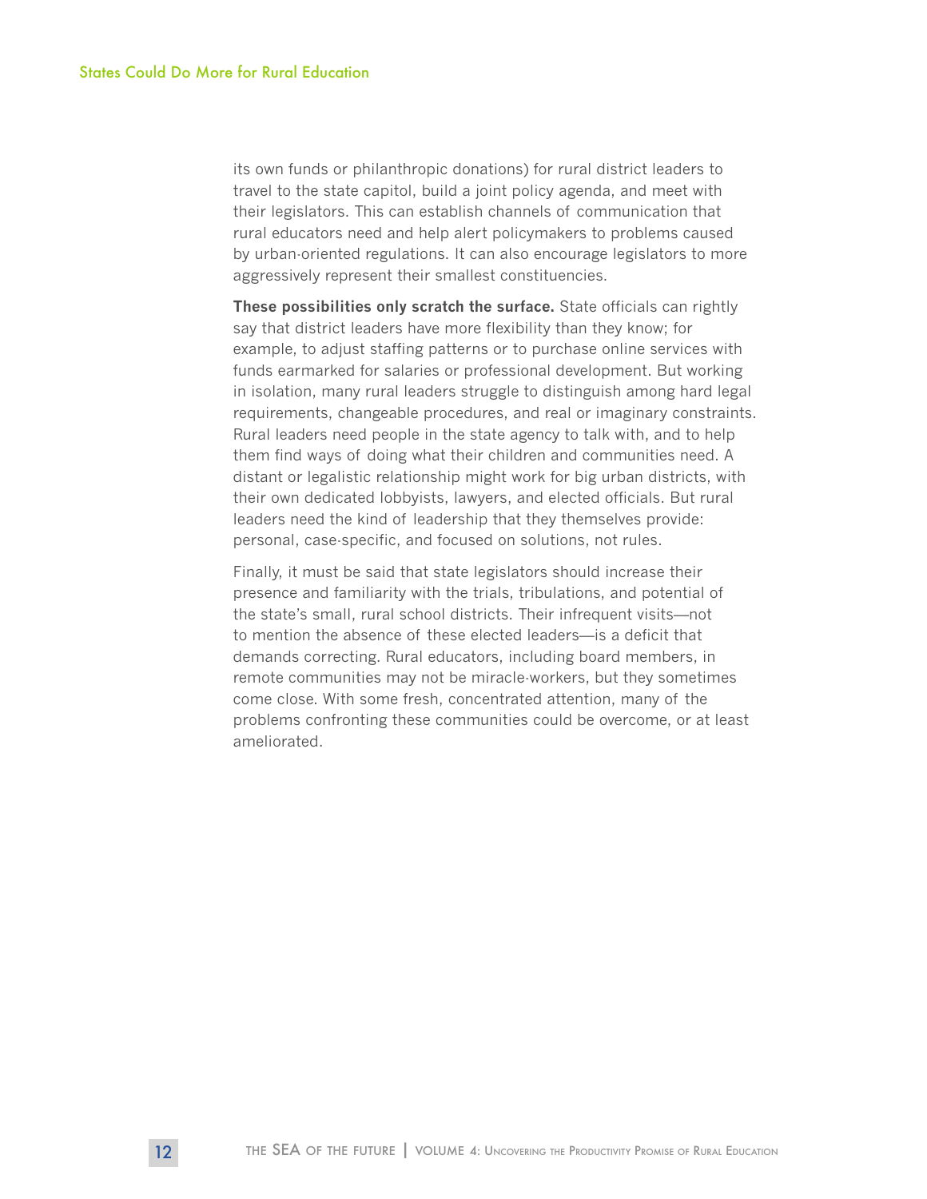its own funds or philanthropic donations) for rural district leaders to travel to the state capitol, build a joint policy agenda, and meet with their legislators. This can establish channels of communication that rural educators need and help alert policymakers to problems caused by urban-oriented regulations. It can also encourage legislators to more aggressively represent their smallest constituencies.

**These possibilities only scratch the surface.** State officials can rightly say that district leaders have more flexibility than they know; for example, to adjust staffing patterns or to purchase online services with funds earmarked for salaries or professional development. But working in isolation, many rural leaders struggle to distinguish among hard legal requirements, changeable procedures, and real or imaginary constraints. Rural leaders need people in the state agency to talk with, and to help them find ways of doing what their children and communities need. A distant or legalistic relationship might work for big urban districts, with their own dedicated lobbyists, lawyers, and elected officials. But rural leaders need the kind of leadership that they themselves provide: personal, case-specific, and focused on solutions, not rules.

Finally, it must be said that state legislators should increase their presence and familiarity with the trials, tribulations, and potential of the state's small, rural school districts. Their infrequent visits—not to mention the absence of these elected leaders—is a deficit that demands correcting. Rural educators, including board members, in remote communities may not be miracle-workers, but they sometimes come close. With some fresh, concentrated attention, many of the problems confronting these communities could be overcome, or at least ameliorated.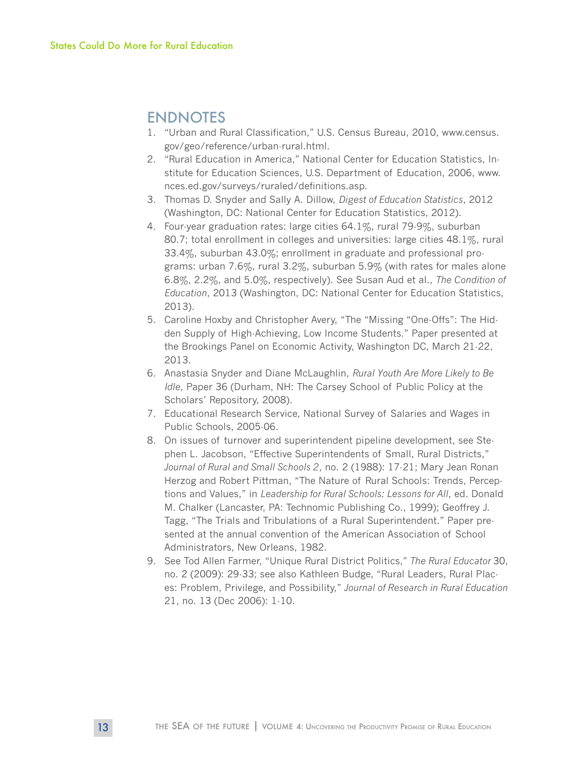## ENDNOTES

1. "Urban and Rural Classification," U.S. Census Bureau, 2010, www.census.gov/geo/reference/urban-rural.html.
2. "Rural Education in America," National Center for Education Statistics, Institute for Education Sciences, U.S. Department of Education, 2006, www.nces.ed.gov/surveys/ruraled/definitions.asp.
3. Thomas D. Snyder and Sally A. Dillow, *Digest of Education Statistics*, 2012 (Washington, DC: National Center for Education Statistics, 2012).
4. Four-year graduation rates: large cities 64.1%, rural 79.9%, suburban 80.7; total enrollment in colleges and universities: large cities 48.1%, rural 33.4%, suburban 43.0%; enrollment in graduate and professional programs: urban 7.6%, rural 3.2%, suburban 5.9% (with rates for males alone 6.8%, 2.2%, and 5.0%, respectively). See Susan Aud et al., *The Condition of Education*, 2013 (Washington, DC: National Center for Education Statistics, 2013).
5. Caroline Hoxby and Christopher Avery, "The "Missing "One-Offs": The Hidden Supply of High-Achieving, Low Income Students." Paper presented at the Brookings Panel on Economic Activity, Washington DC, March 21-22, 2013.
6. Anastasia Snyder and Diane McLaughlin, *Rural Youth Are More Likely to Be Idle*, Paper 36 (Durham, NH: The Carsey School of Public Policy at the Scholars' Repository, 2008).
7. Educational Research Service, National Survey of Salaries and Wages in Public Schools, 2005-06.
8. On issues of turnover and superintendent pipeline development, see Stephen L. Jacobson, "Effective Superintendents of Small, Rural Districts," *Journal of Rural and Small Schools 2*, no. 2 (1988): 17-21; Mary Jean Ronan Herzog and Robert Pittman, "The Nature of Rural Schools: Trends, Perceptions and Values," in *Leadership for Rural Schools: Lessons for All*, ed. Donald M. Chalker (Lancaster, PA: Technomic Publishing Co., 1999); Geoffrey J. Tagg, "The Trials and Tribulations of a Rural Superintendent." Paper presented at the annual convention of the American Association of School Administrators, New Orleans, 1982.
9. See Tod Allen Farmer, "Unique Rural District Politics," *The Rural Educator* 30, no. 2 (2009): 29-33; see also Kathleen Budge, "Rural Leaders, Rural Places: Problem, Privilege, and Possibility," *Journal of Research in Rural Education* 21, no. 13 (Dec 2006): 1-10.